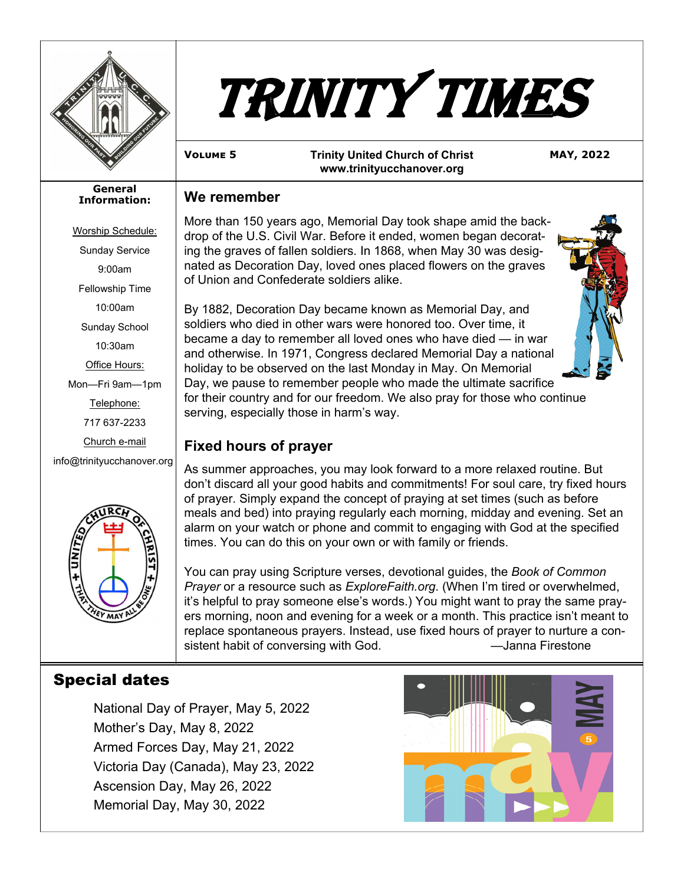# TRINITY TIMES

**VOLUME 5** | **Trinity United Church of Christ** | **www.trinityucchanover.org** | **MAY, 2022**

**General Information:**

Worship Schedule:

Sunday Service
9:00am

Fellowship Time
10:00am

Sunday School
10:30am

Office Hours:

Mon—Fri 9am—1pm

Telephone:

717 637-2233

Church e-mail

info@trinityucchanover.org

## We remember

More than 150 years ago, Memorial Day took shape amid the backdrop of the U.S. Civil War. Before it ended, women began decorating the graves of fallen soldiers. In 1868, when May 30 was designated as Decoration Day, loved ones placed flowers on the graves of Union and Confederate soldiers alike.

By 1882, Decoration Day became known as Memorial Day, and soldiers who died in other wars were honored too. Over time, it became a day to remember all loved ones who have died — in war and otherwise. In 1971, Congress declared Memorial Day a national holiday to be observed on the last Monday in May. On Memorial Day, we pause to remember people who made the ultimate sacrifice for their country and for our freedom. We also pray for those who continue serving, especially those in harm's way.

## Fixed hours of prayer

As summer approaches, you may look forward to a more relaxed routine. But don't discard all your good habits and commitments! For soul care, try fixed hours of prayer. Simply expand the concept of praying at set times (such as before meals and bed) into praying regularly each morning, midday and evening. Set an alarm on your watch or phone and commit to engaging with God at the specified times. You can do this on your own or with family or friends.

You can pray using Scripture verses, devotional guides, the *Book of Common Prayer* or a resource such as *ExploreFaith.org*. (When I'm tired or overwhelmed, it's helpful to pray someone else's words.) You might want to pray the same prayers morning, noon and evening for a week or a month. This practice isn't meant to replace spontaneous prayers. Instead, use fixed hours of prayer to nurture a consistent habit of conversing with God. —Janna Firestone

## Special dates

National Day of Prayer, May 5, 2022
Mother's Day, May 8, 2022
Armed Forces Day, May 21, 2022
Victoria Day (Canada), May 23, 2022
Ascension Day, May 26, 2022
Memorial Day, May 30, 2022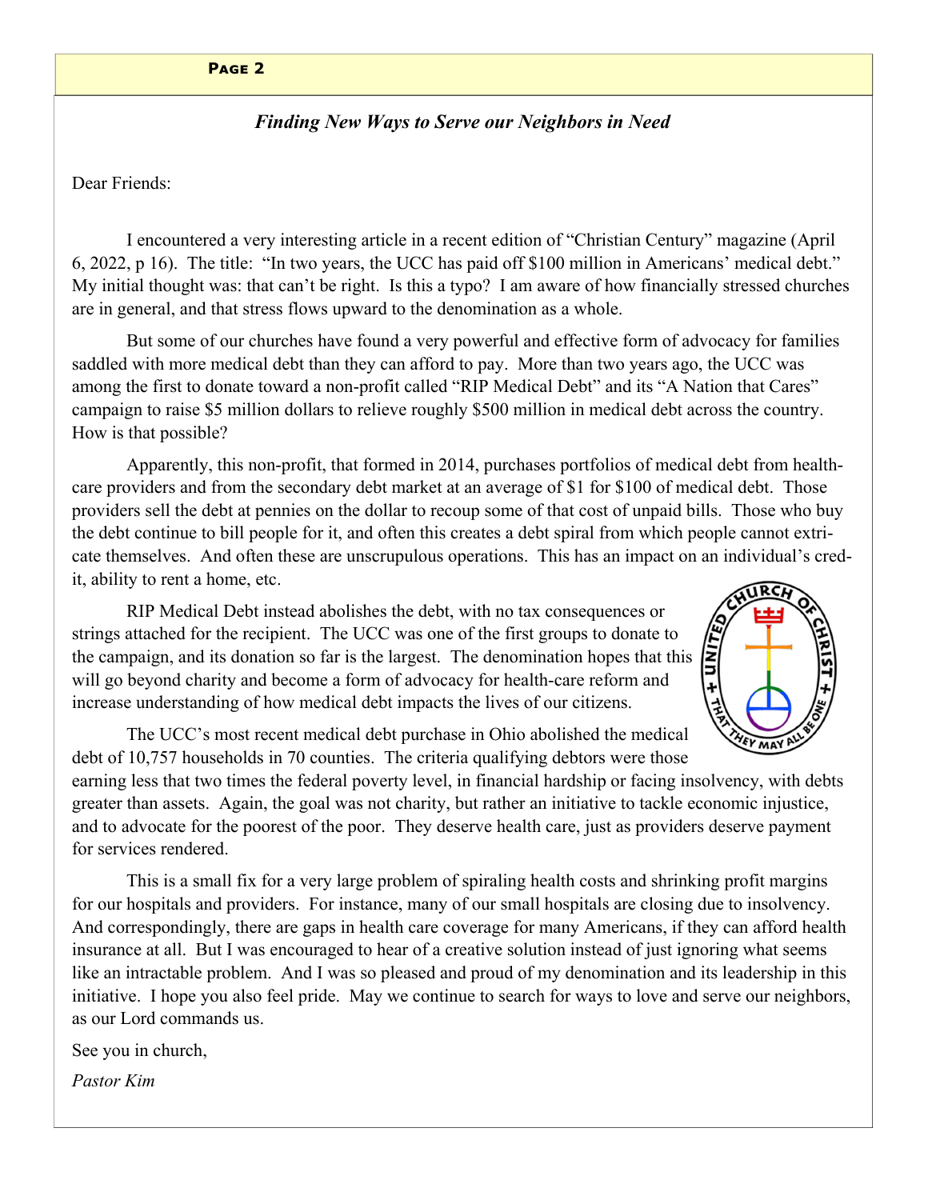*Finding New Ways to Serve our Neighbors in Need*

Dear Friends:

I encountered a very interesting article in a recent edition of "Christian Century" magazine (April 6, 2022, p 16). The title: "In two years, the UCC has paid off $100 million in Americans' medical debt." My initial thought was: that can't be right. Is this a typo? I am aware of how financially stressed churches are in general, and that stress flows upward to the denomination as a whole.

But some of our churches have found a very powerful and effective form of advocacy for families saddled with more medical debt than they can afford to pay. More than two years ago, the UCC was among the first to donate toward a non-profit called "RIP Medical Debt" and its "A Nation that Cares" campaign to raise $5 million dollars to relieve roughly $500 million in medical debt across the country. How is that possible?

Apparently, this non-profit, that formed in 2014, purchases portfolios of medical debt from health-care providers and from the secondary debt market at an average of $1 for $100 of medical debt. Those providers sell the debt at pennies on the dollar to recoup some of that cost of unpaid bills. Those who buy the debt continue to bill people for it, and often this creates a debt spiral from which people cannot extricate themselves. And often these are unscrupulous operations. This has an impact on an individual's credit, ability to rent a home, etc.

RIP Medical Debt instead abolishes the debt, with no tax consequences or strings attached for the recipient. The UCC was one of the first groups to donate to the campaign, and its donation so far is the largest. The denomination hopes that this will go beyond charity and become a form of advocacy for health-care reform and increase understanding of how medical debt impacts the lives of our citizens.

The UCC's most recent medical debt purchase in Ohio abolished the medical debt of 10,757 households in 70 counties. The criteria qualifying debtors were those earning less that two times the federal poverty level, in financial hardship or facing insolvency, with debts greater than assets. Again, the goal was not charity, but rather an initiative to tackle economic injustice, and to advocate for the poorest of the poor. They deserve health care, just as providers deserve payment for services rendered.

This is a small fix for a very large problem of spiraling health costs and shrinking profit margins for our hospitals and providers. For instance, many of our small hospitals are closing due to insolvency. And correspondingly, there are gaps in health care coverage for many Americans, if they can afford health insurance at all. But I was encouraged to hear of a creative solution instead of just ignoring what seems like an intractable problem. And I was so pleased and proud of my denomination and its leadership in this initiative. I hope you also feel pride. May we continue to search for ways to love and serve our neighbors, as our Lord commands us.

See you in church,

*Pastor Kim*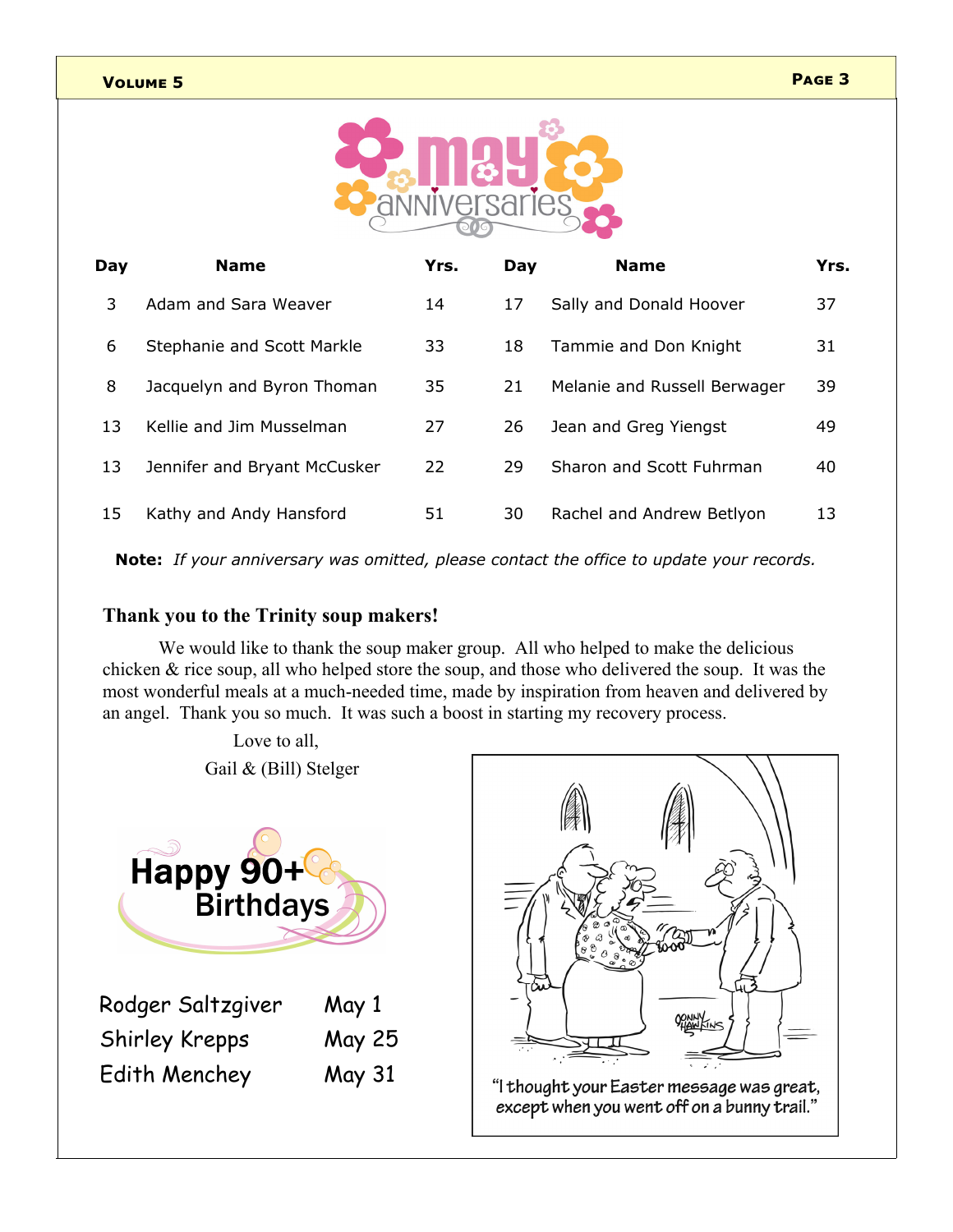# May Anniversaries

| Day | Name | Yrs. | Day | Name | Yrs. |
|---|---|---|---|---|---|
| 3 | Adam and Sara Weaver | 14 | 17 | Sally and Donald Hoover | 37 |
| 6 | Stephanie and Scott Markle | 33 | 18 | Tammie and Don Knight | 31 |
| 8 | Jacquelyn and Byron Thoman | 35 | 21 | Melanie and Russell Berwager | 39 |
| 13 | Kellie and Jim Musselman | 27 | 26 | Jean and Greg Yiengst | 49 |
| 13 | Jennifer and Bryant McCusker | 22 | 29 | Sharon and Scott Fuhrman | 40 |
| 15 | Kathy and Andy Hansford | 51 | 30 | Rachel and Andrew Betlyon | 13 |

**Note:** *If your anniversary was omitted, please contact the office to update your records.*

## Thank you to the Trinity soup makers!

We would like to thank the soup maker group. All who helped to make the delicious chicken & rice soup, all who helped store the soup, and those who delivered the soup. It was the most wonderful meals at a much-needed time, made by inspiration from heaven and delivered by an angel. Thank you so much. It was such a boost in starting my recovery process.

Love to all,

Gail & (Bill) Stelger

## Happy 90+ Birthdays

| | |
|---|---|
| Rodger Saltzgiver | May 1 |
| Shirley Krepps | May 25 |
| Edith Menchey | May 31 |

"I thought your Easter message was great, except when you went off on a bunny trail."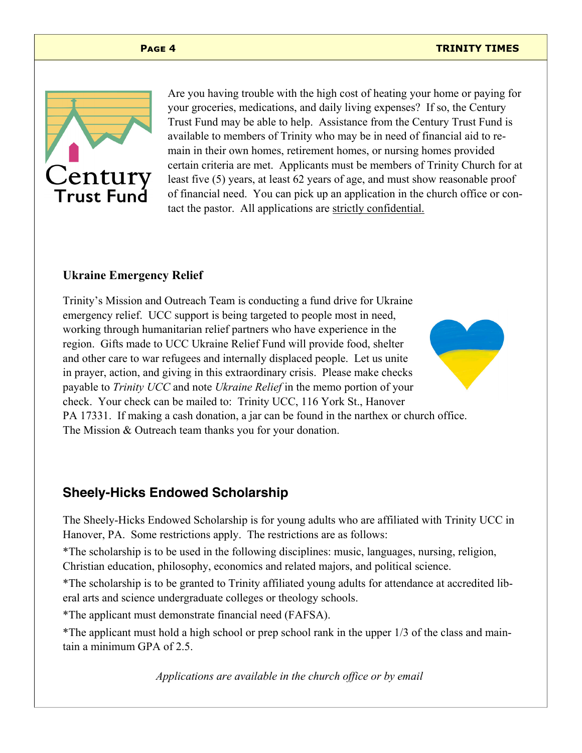Century Trust Fund

Are you having trouble with the high cost of heating your home or paying for your groceries, medications, and daily living expenses? If so, the Century Trust Fund may be able to help. Assistance from the Century Trust Fund is available to members of Trinity who may be in need of financial aid to remain in their own homes, retirement homes, or nursing homes provided certain criteria are met. Applicants must be members of Trinity Church for at least five (5) years, at least 62 years of age, and must show reasonable proof of financial need. You can pick up an application in the church office or contact the pastor. All applications are <u>strictly confidential.</u>

**Ukraine Emergency Relief**

Trinity's Mission and Outreach Team is conducting a fund drive for Ukraine emergency relief. UCC support is being targeted to people most in need, working through humanitarian relief partners who have experience in the region. Gifts made to UCC Ukraine Relief Fund will provide food, shelter and other care to war refugees and internally displaced people. Let us unite in prayer, action, and giving in this extraordinary crisis. Please make checks payable to *Trinity UCC* and note *Ukraine Relief* in the memo portion of your check. Your check can be mailed to: Trinity UCC, 116 York St., Hanover PA 17331. If making a cash donation, a jar can be found in the narthex or church office. The Mission & Outreach team thanks you for your donation.

## Sheely-Hicks Endowed Scholarship

The Sheely-Hicks Endowed Scholarship is for young adults who are affiliated with Trinity UCC in Hanover, PA. Some restrictions apply. The restrictions are as follows:

*The scholarship is to be used in the following disciplines: music, languages, nursing, religion, Christian education, philosophy, economics and related majors, and political science.

*The scholarship is to be granted to Trinity affiliated young adults for attendance at accredited liberal arts and science undergraduate colleges or theology schools.

*The applicant must demonstrate financial need (FAFSA).

*The applicant must hold a high school or prep school rank in the upper 1/3 of the class and maintain a minimum GPA of 2.5.

*Applications are available in the church office or by email*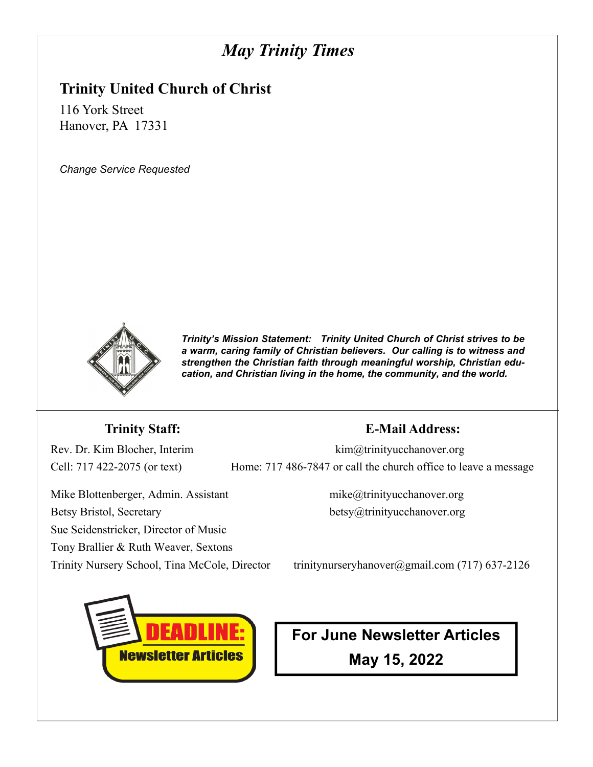# *May Trinity Times*

## Trinity United Church of Christ

116 York Street
Hanover, PA  17331

*Change Service Requested*

***Trinity's Mission Statement: Trinity United Church of Christ strives to be a warm, caring family of Christian believers. Our calling is to witness and strengthen the Christian faith through meaningful worship, Christian education, and Christian living in the home, the community, and the world.***

| Trinity Staff: | E-Mail Address: |
|---|---|
| Rev. Dr. Kim Blocher, Interim | kim@trinityucchanover.org |
| Cell: 717 422-2075 (or text) | Home: 717 486-7847 or call the church office to leave a message |
| Mike Blottenberger, Admin. Assistant | mike@trinityucchanover.org |
| Betsy Bristol, Secretary | betsy@trinityucchanover.org |
| Sue Seidenstricker, Director of Music | |
| Tony Brallier & Ruth Weaver, Sextons | |
| Trinity Nursery School, Tina McCole, Director | trinitynurseryhanover@gmail.com (717) 637-2126 |

**DEADLINE: Newsletter Articles**

**For June Newsletter Articles**
**May 15, 2022**